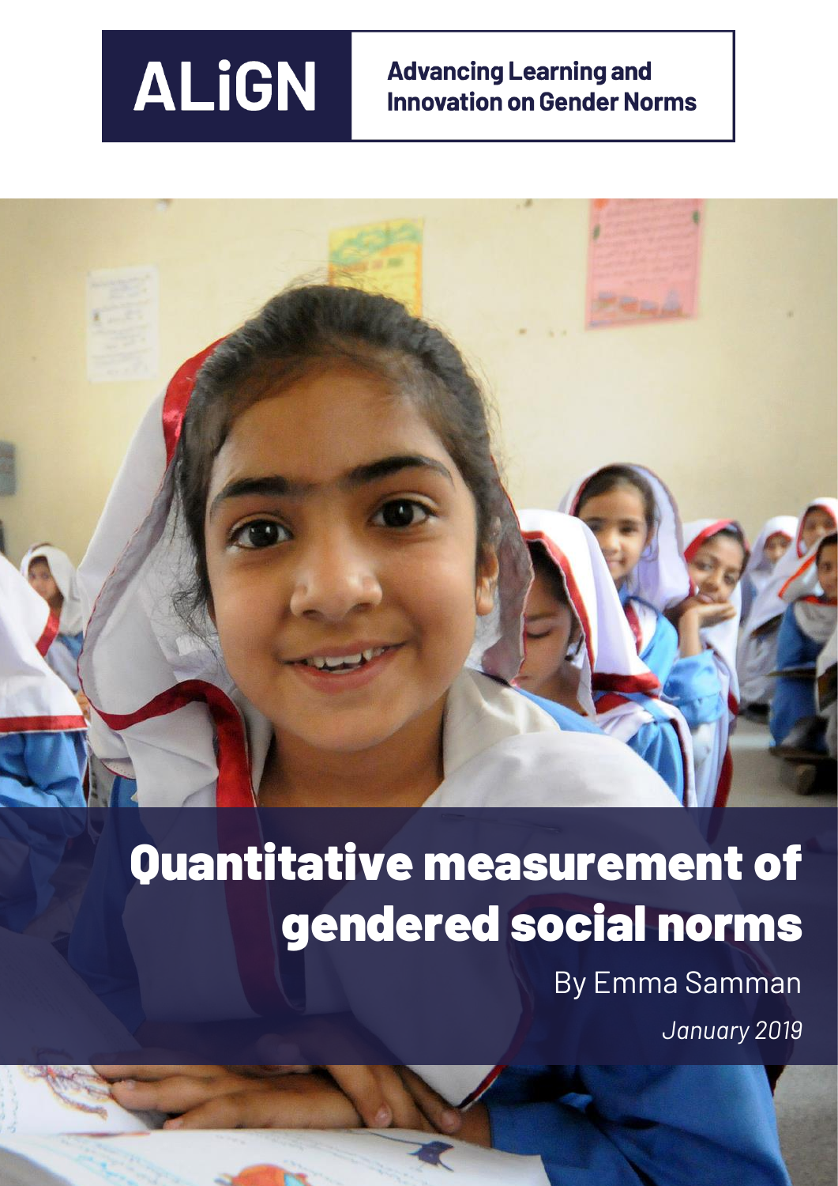ALiGN

**Advancing Learning and Innovation on Gender Norms**

# Quantitative measurement of gendered social norms

By Emma Samman

*January 2019*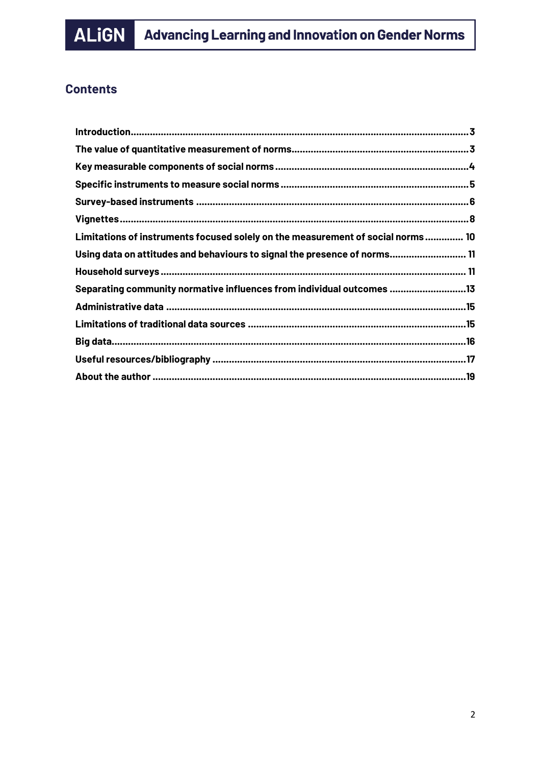## Contents

- Introduction ... 3
- The value of quantitative measurement of norms ... 3
- Key measurable components of social norms ... 4
- Specific instruments to measure social norms ... 5
- Survey-based instruments ... 6
- Vignettes ... 8
- Limitations of instruments focused solely on the measurement of social norms ... 10
- Using data on attitudes and behaviours to signal the presence of norms ... 11
- Household surveys ... 11
- Separating community normative influences from individual outcomes ... 13
- Administrative data ... 15
- Limitations of traditional data sources ... 15
- Big data ... 16
- Useful resources/bibliography ... 17
- About the author ... 19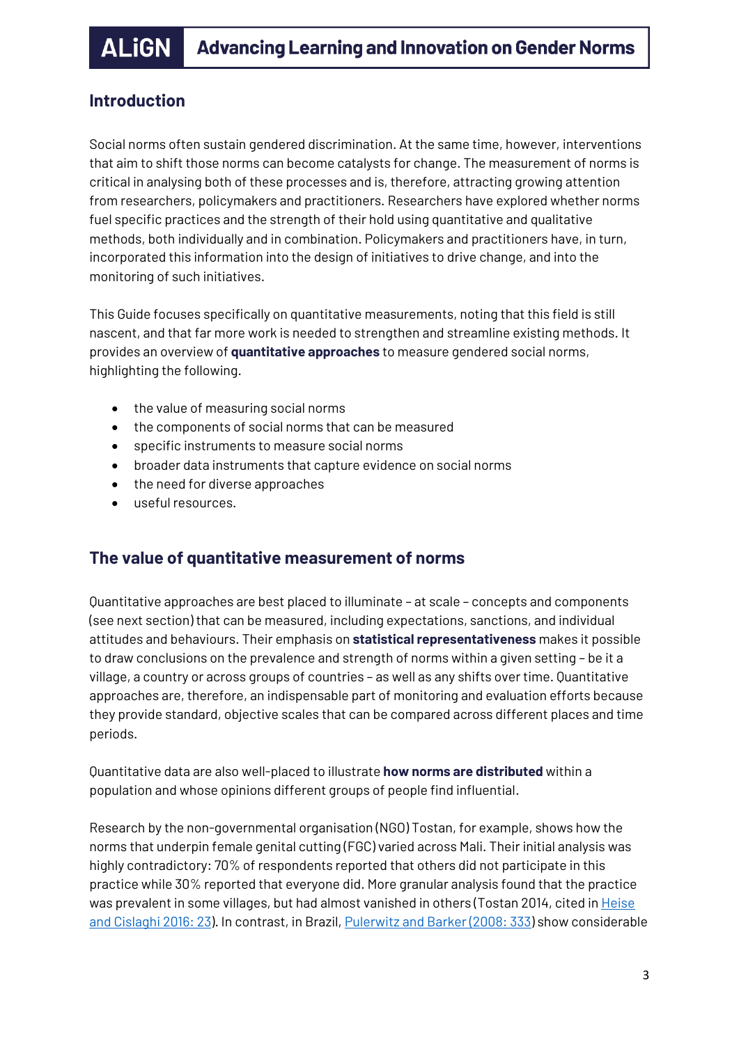## Introduction

Social norms often sustain gendered discrimination. At the same time, however, interventions that aim to shift those norms can become catalysts for change. The measurement of norms is critical in analysing both of these processes and is, therefore, attracting growing attention from researchers, policymakers and practitioners. Researchers have explored whether norms fuel specific practices and the strength of their hold using quantitative and qualitative methods, both individually and in combination. Policymakers and practitioners have, in turn, incorporated this information into the design of initiatives to drive change, and into the monitoring of such initiatives.

This Guide focuses specifically on quantitative measurements, noting that this field is still nascent, and that far more work is needed to strengthen and streamline existing methods. It provides an overview of **quantitative approaches** to measure gendered social norms, highlighting the following.

- the value of measuring social norms
- the components of social norms that can be measured
- specific instruments to measure social norms
- broader data instruments that capture evidence on social norms
- the need for diverse approaches
- useful resources.

## The value of quantitative measurement of norms

Quantitative approaches are best placed to illuminate – at scale – concepts and components (see next section) that can be measured, including expectations, sanctions, and individual attitudes and behaviours. Their emphasis on **statistical representativeness** makes it possible to draw conclusions on the prevalence and strength of norms within a given setting – be it a village, a country or across groups of countries – as well as any shifts over time. Quantitative approaches are, therefore, an indispensable part of monitoring and evaluation efforts because they provide standard, objective scales that can be compared across different places and time periods.

Quantitative data are also well-placed to illustrate **how norms are distributed** within a population and whose opinions different groups of people find influential.

Research by the non-governmental organisation (NGO) Tostan, for example, shows how the norms that underpin female genital cutting (FGC) varied across Mali. Their initial analysis was highly contradictory: 70% of respondents reported that others did not participate in this practice while 30% reported that everyone did. More granular analysis found that the practice was prevalent in some villages, but had almost vanished in others (Tostan 2014, cited in Heise and Cislaghi 2016: 23). In contrast, in Brazil, Pulerwitz and Barker (2008: 333) show considerable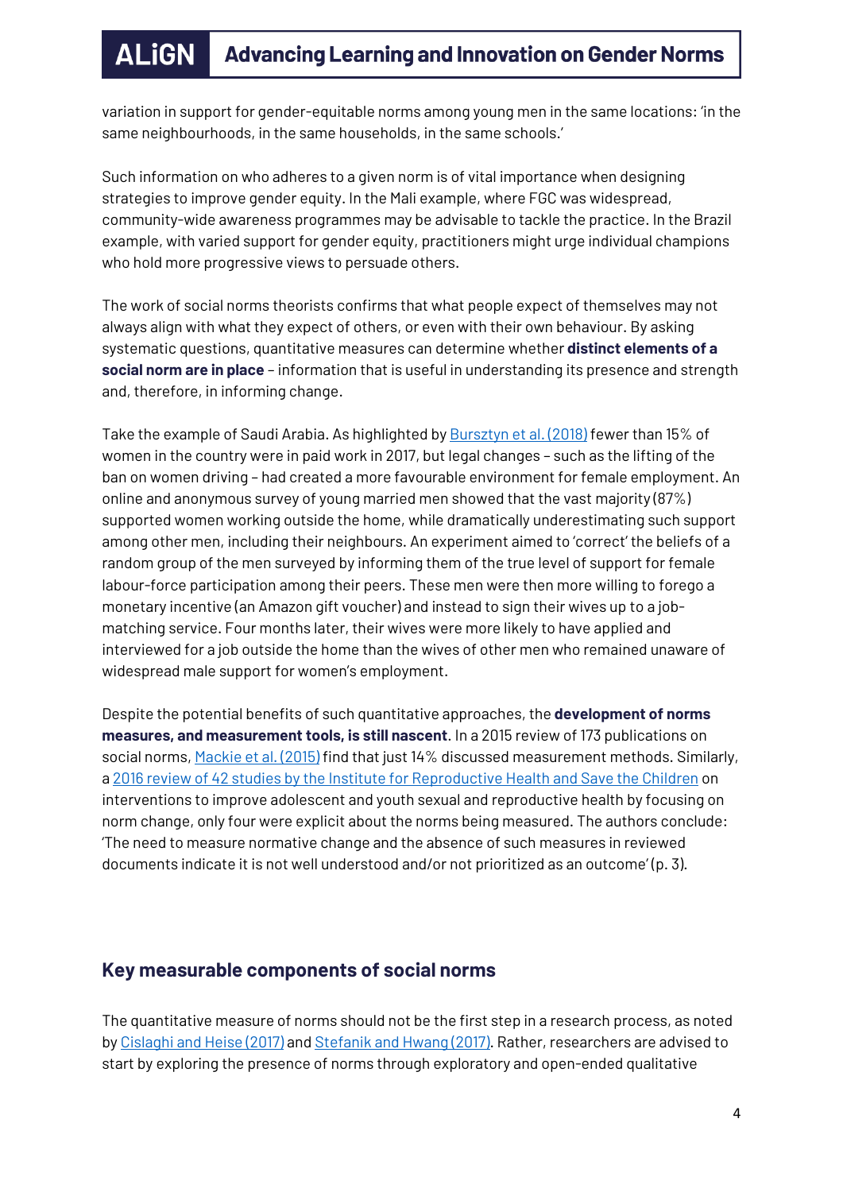variation in support for gender-equitable norms among young men in the same locations: 'in the same neighbourhoods, in the same households, in the same schools.'

Such information on who adheres to a given norm is of vital importance when designing strategies to improve gender equity. In the Mali example, where FGC was widespread, community-wide awareness programmes may be advisable to tackle the practice. In the Brazil example, with varied support for gender equity, practitioners might urge individual champions who hold more progressive views to persuade others.

The work of social norms theorists confirms that what people expect of themselves may not always align with what they expect of others, or even with their own behaviour. By asking systematic questions, quantitative measures can determine whether **distinct elements of a social norm are in place** – information that is useful in understanding its presence and strength and, therefore, in informing change.

Take the example of Saudi Arabia. As highlighted by Bursztyn et al. (2018) fewer than 15% of women in the country were in paid work in 2017, but legal changes – such as the lifting of the ban on women driving – had created a more favourable environment for female employment. An online and anonymous survey of young married men showed that the vast majority (87%) supported women working outside the home, while dramatically underestimating such support among other men, including their neighbours. An experiment aimed to 'correct' the beliefs of a random group of the men surveyed by informing them of the true level of support for female labour-force participation among their peers. These men were then more willing to forego a monetary incentive (an Amazon gift voucher) and instead to sign their wives up to a job-matching service. Four months later, their wives were more likely to have applied and interviewed for a job outside the home than the wives of other men who remained unaware of widespread male support for women's employment.

Despite the potential benefits of such quantitative approaches, the **development of norms measures, and measurement tools, is still nascent**. In a 2015 review of 173 publications on social norms, Mackie et al. (2015) find that just 14% discussed measurement methods. Similarly, a 2016 review of 42 studies by the Institute for Reproductive Health and Save the Children on interventions to improve adolescent and youth sexual and reproductive health by focusing on norm change, only four were explicit about the norms being measured. The authors conclude: 'The need to measure normative change and the absence of such measures in reviewed documents indicate it is not well understood and/or not prioritized as an outcome' (p. 3).

## Key measurable components of social norms

The quantitative measure of norms should not be the first step in a research process, as noted by Cislaghi and Heise (2017) and Stefanik and Hwang (2017). Rather, researchers are advised to start by exploring the presence of norms through exploratory and open-ended qualitative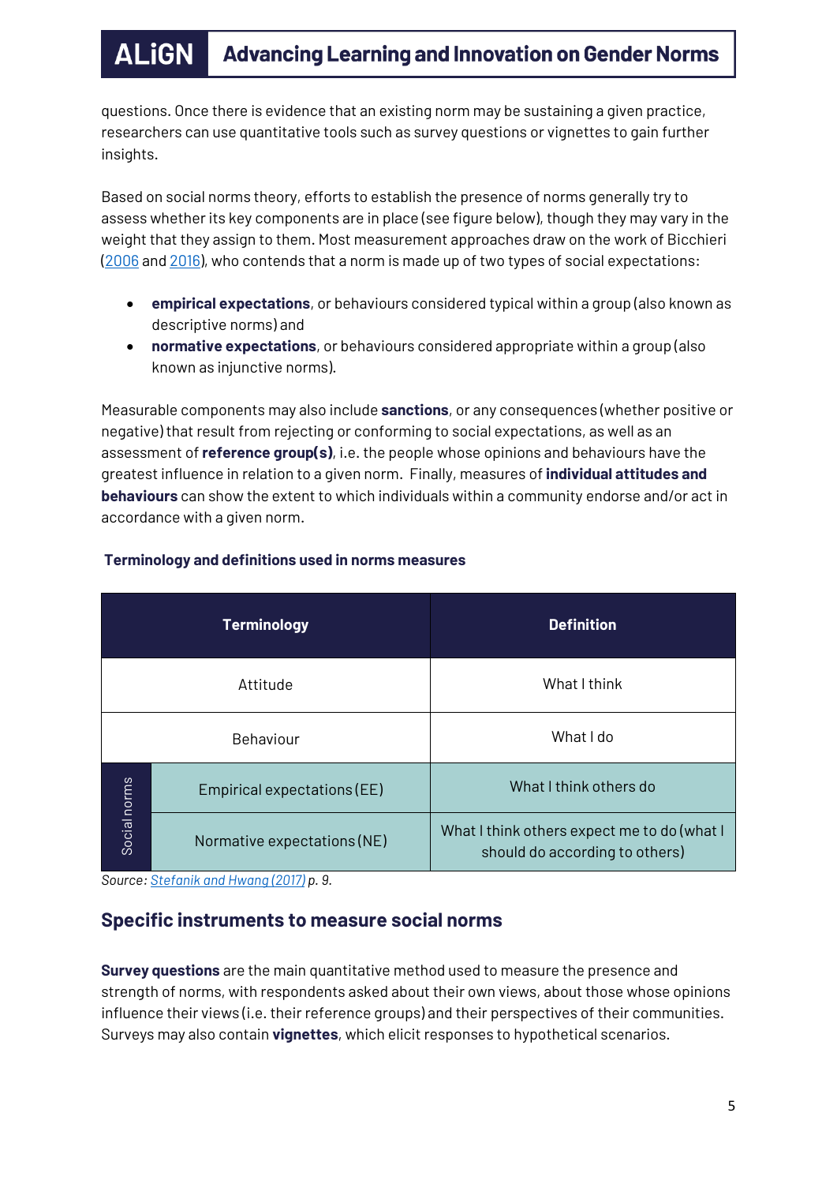questions. Once there is evidence that an existing norm may be sustaining a given practice, researchers can use quantitative tools such as survey questions or vignettes to gain further insights.

Based on social norms theory, efforts to establish the presence of norms generally try to assess whether its key components are in place (see figure below), though they may vary in the weight that they assign to them. Most measurement approaches draw on the work of Bicchieri (2006 and 2016), who contends that a norm is made up of two types of social expectations:

- **empirical expectations**, or behaviours considered typical within a group (also known as descriptive norms) and
- **normative expectations**, or behaviours considered appropriate within a group (also known as injunctive norms).

Measurable components may also include **sanctions**, or any consequences (whether positive or negative) that result from rejecting or conforming to social expectations, as well as an assessment of **reference group(s)**, i.e. the people whose opinions and behaviours have the greatest influence in relation to a given norm. Finally, measures of **individual attitudes and behaviours** can show the extent to which individuals within a community endorse and/or act in accordance with a given norm.

**Terminology and definitions used in norms measures**

| | Terminology | Definition |
|---|---|---|
| | Attitude | What I think |
| | Behaviour | What I do |
| Social norms | Empirical expectations (EE) | What I think others do |
| Social norms | Normative expectations (NE) | What I think others expect me to do (what I should do according to others) |

*Source: Stefanik and Hwang (2017) p. 9.*

## Specific instruments to measure social norms

**Survey questions** are the main quantitative method used to measure the presence and strength of norms, with respondents asked about their own views, about those whose opinions influence their views (i.e. their reference groups) and their perspectives of their communities. Surveys may also contain **vignettes**, which elicit responses to hypothetical scenarios.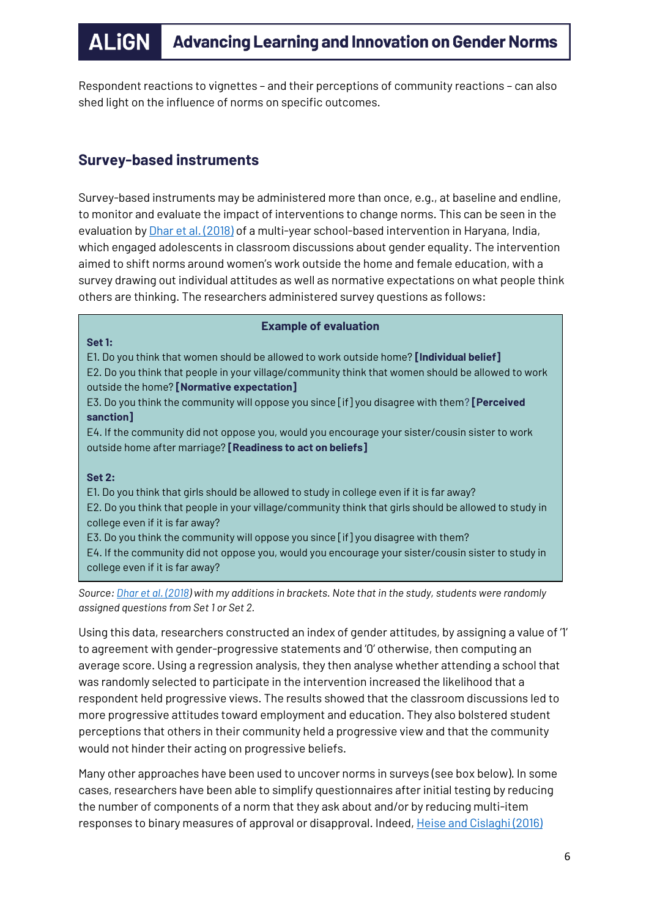Respondent reactions to vignettes – and their perceptions of community reactions – can also shed light on the influence of norms on specific outcomes.

## Survey-based instruments

Survey-based instruments may be administered more than once, e.g., at baseline and endline, to monitor and evaluate the impact of interventions to change norms. This can be seen in the evaluation by Dhar et al. (2018) of a multi-year school-based intervention in Haryana, India, which engaged adolescents in classroom discussions about gender equality. The intervention aimed to shift norms around women's work outside the home and female education, with a survey drawing out individual attitudes as well as normative expectations on what people think others are thinking. The researchers administered survey questions as follows:

**Example of evaluation**

**Set 1:**

E1. Do you think that women should be allowed to work outside home? **[Individual belief]**

E2. Do you think that people in your village/community think that women should be allowed to work outside the home? **[Normative expectation]**

E3. Do you think the community will oppose you since [if] you disagree with them? **[Perceived sanction]**

E4. If the community did not oppose you, would you encourage your sister/cousin sister to work outside home after marriage? **[Readiness to act on beliefs]**

**Set 2:**

E1. Do you think that girls should be allowed to study in college even if it is far away?

E2. Do you think that people in your village/community think that girls should be allowed to study in college even if it is far away?

E3. Do you think the community will oppose you since [if] you disagree with them?

E4. If the community did not oppose you, would you encourage your sister/cousin sister to study in college even if it is far away?

*Source: Dhar et al. (2018) with my additions in brackets. Note that in the study, students were randomly assigned questions from Set 1 or Set 2.*

Using this data, researchers constructed an index of gender attitudes, by assigning a value of '1' to agreement with gender-progressive statements and '0' otherwise, then computing an average score. Using a regression analysis, they then analyse whether attending a school that was randomly selected to participate in the intervention increased the likelihood that a respondent held progressive views. The results showed that the classroom discussions led to more progressive attitudes toward employment and education. They also bolstered student perceptions that others in their community held a progressive view and that the community would not hinder their acting on progressive beliefs.

Many other approaches have been used to uncover norms in surveys (see box below). In some cases, researchers have been able to simplify questionnaires after initial testing by reducing the number of components of a norm that they ask about and/or by reducing multi-item responses to binary measures of approval or disapproval. Indeed, Heise and Cislaghi (2016)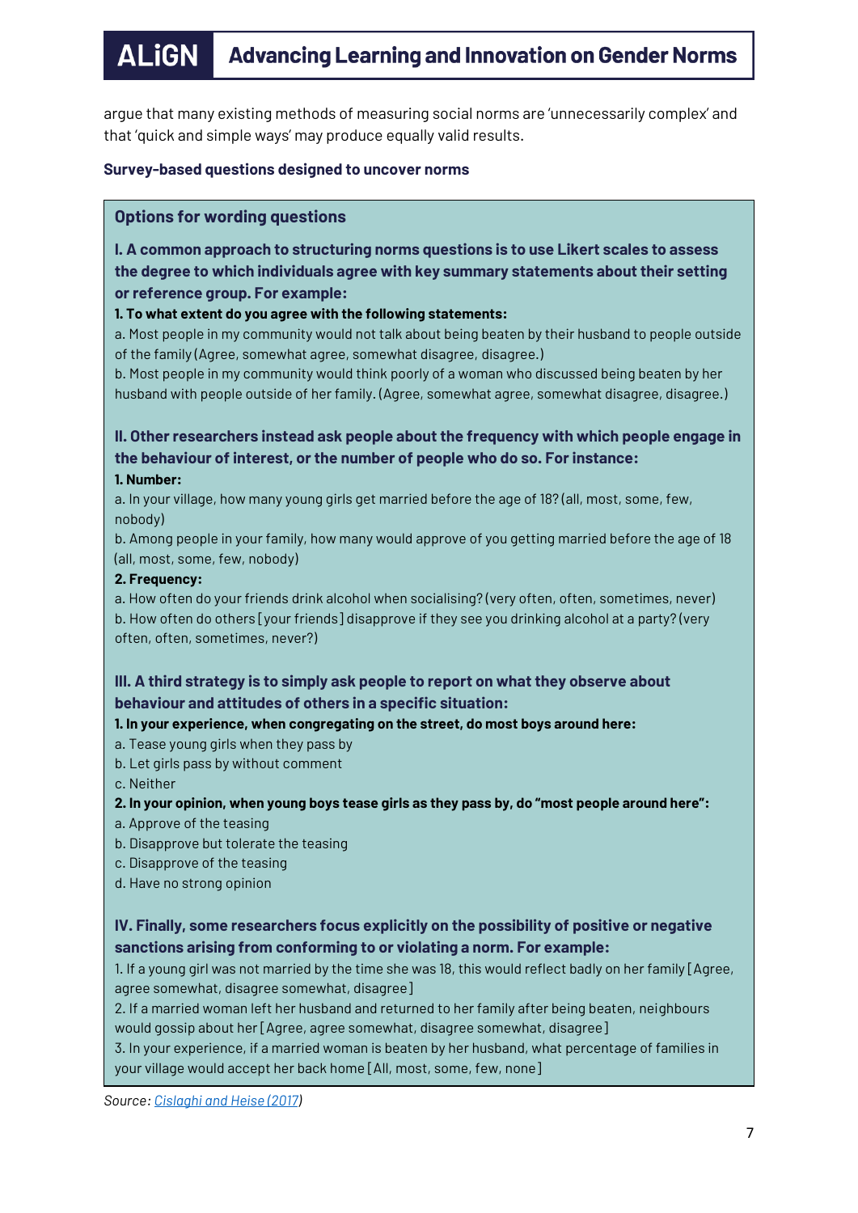argue that many existing methods of measuring social norms are 'unnecessarily complex' and that 'quick and simple ways' may produce equally valid results.

**Survey-based questions designed to uncover norms**

### Options for wording questions

**I. A common approach to structuring norms questions is to use Likert scales to assess the degree to which individuals agree with key summary statements about their setting or reference group. For example:**

**1. To what extent do you agree with the following statements:**

a. Most people in my community would not talk about being beaten by their husband to people outside of the family (Agree, somewhat agree, somewhat disagree, disagree.)

b. Most people in my community would think poorly of a woman who discussed being beaten by her husband with people outside of her family. (Agree, somewhat agree, somewhat disagree, disagree.)

**II. Other researchers instead ask people about the frequency with which people engage in the behaviour of interest, or the number of people who do so. For instance:**

**1. Number:**

a. In your village, how many young girls get married before the age of 18? (all, most, some, few, nobody)

b. Among people in your family, how many would approve of you getting married before the age of 18 (all, most, some, few, nobody)

**2. Frequency:**

a. How often do your friends drink alcohol when socialising? (very often, often, sometimes, never)

b. How often do others [your friends] disapprove if they see you drinking alcohol at a party? (very often, often, sometimes, never?)

**III. A third strategy is to simply ask people to report on what they observe about behaviour and attitudes of others in a specific situation:**

**1. In your experience, when congregating on the street, do most boys around here:**

a. Tease young girls when they pass by

b. Let girls pass by without comment

c. Neither

**2. In your opinion, when young boys tease girls as they pass by, do "most people around here":**

a. Approve of the teasing

b. Disapprove but tolerate the teasing

c. Disapprove of the teasing

d. Have no strong opinion

**IV. Finally, some researchers focus explicitly on the possibility of positive or negative sanctions arising from conforming to or violating a norm. For example:**

1. If a young girl was not married by the time she was 18, this would reflect badly on her family [Agree, agree somewhat, disagree somewhat, disagree]

2. If a married woman left her husband and returned to her family after being beaten, neighbours would gossip about her [Agree, agree somewhat, disagree somewhat, disagree]

3. In your experience, if a married woman is beaten by her husband, what percentage of families in your village would accept her back home [All, most, some, few, none]

*Source: Cislaghi and Heise (2017)*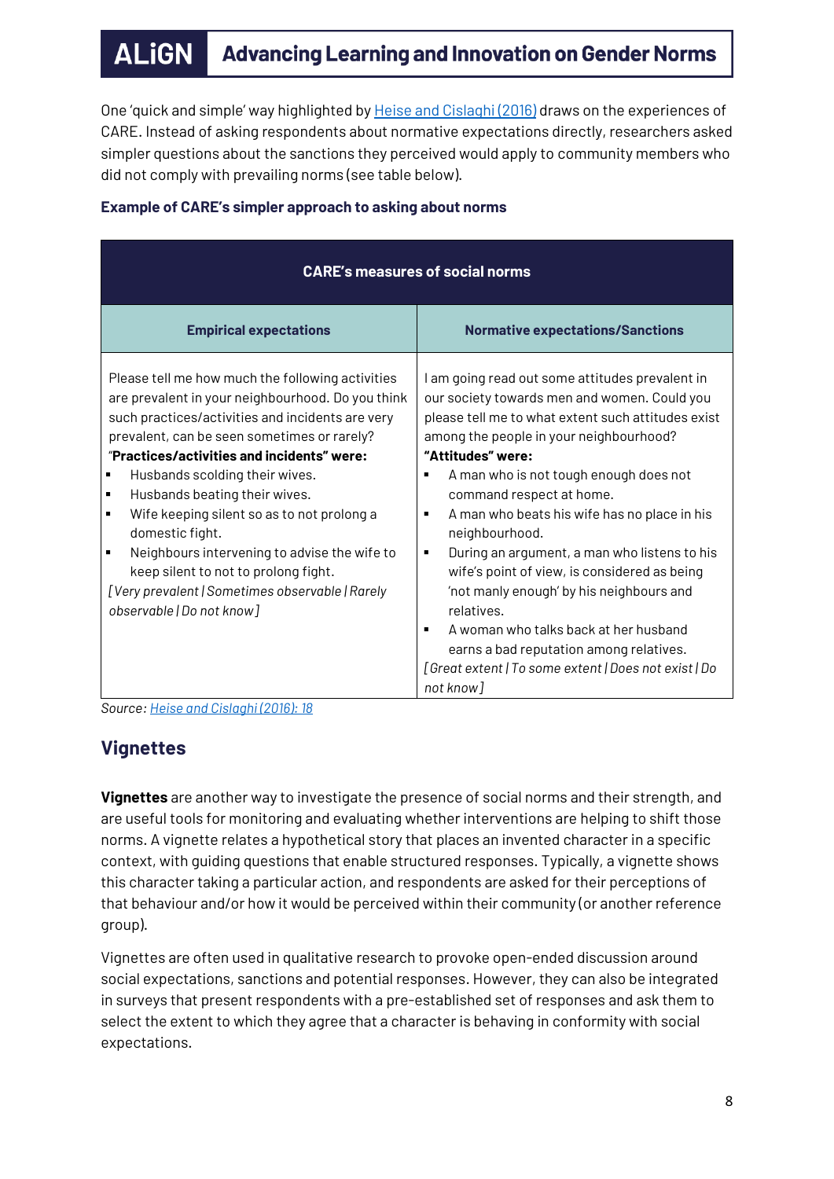One 'quick and simple' way highlighted by Heise and Cislaghi (2016) draws on the experiences of CARE. Instead of asking respondents about normative expectations directly, researchers asked simpler questions about the sanctions they perceived would apply to community members who did not comply with prevailing norms (see table below).

**Example of CARE's simpler approach to asking about norms**

| CARE's measures of social norms | |
|---|---|
| **Empirical expectations** | **Normative expectations/Sanctions** |
| Please tell me how much the following activities are prevalent in your neighbourhood. Do you think such practices/activities and incidents are very prevalent, can be seen sometimes or rarely?<br>"**Practices/activities and incidents" were:**<br>▪ Husbands scolding their wives.<br>▪ Husbands beating their wives.<br>▪ Wife keeping silent so as to not prolong a domestic fight.<br>▪ Neighbours intervening to advise the wife to keep silent to not to prolong fight.<br>*[Very prevalent \| Sometimes observable \| Rarely observable \| Do not know]* | I am going read out some attitudes prevalent in our society towards men and women. Could you please tell me to what extent such attitudes exist among the people in your neighbourhood?<br>**"Attitudes" were:**<br>▪ A man who is not tough enough does not command respect at home.<br>▪ A man who beats his wife has no place in his neighbourhood.<br>▪ During an argument, a man who listens to his wife's point of view, is considered as being 'not manly enough' by his neighbours and relatives.<br>▪ A woman who talks back at her husband earns a bad reputation among relatives.<br>*[Great extent \| To some extent \| Does not exist \| Do not know]* |

*Source: Heise and Cislaghi (2016): 18*

## Vignettes

**Vignettes** are another way to investigate the presence of social norms and their strength, and are useful tools for monitoring and evaluating whether interventions are helping to shift those norms. A vignette relates a hypothetical story that places an invented character in a specific context, with guiding questions that enable structured responses. Typically, a vignette shows this character taking a particular action, and respondents are asked for their perceptions of that behaviour and/or how it would be perceived within their community (or another reference group).

Vignettes are often used in qualitative research to provoke open-ended discussion around social expectations, sanctions and potential responses. However, they can also be integrated in surveys that present respondents with a pre-established set of responses and ask them to select the extent to which they agree that a character is behaving in conformity with social expectations.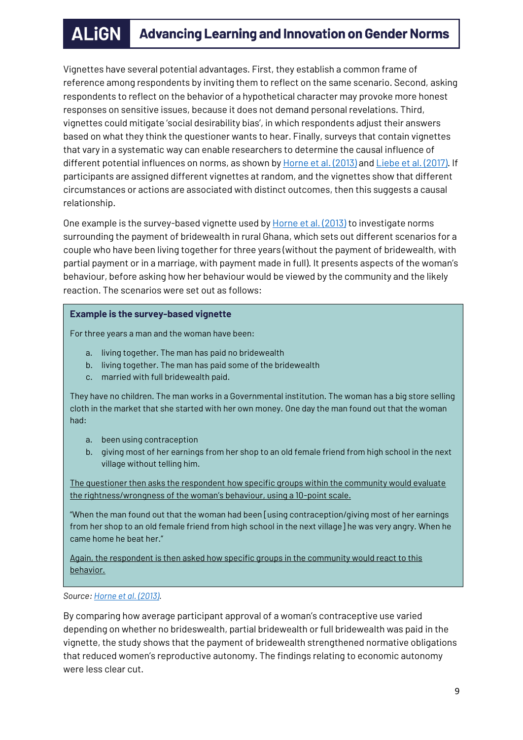Vignettes have several potential advantages. First, they establish a common frame of reference among respondents by inviting them to reflect on the same scenario. Second, asking respondents to reflect on the behavior of a hypothetical character may provoke more honest responses on sensitive issues, because it does not demand personal revelations. Third, vignettes could mitigate 'social desirability bias', in which respondents adjust their answers based on what they think the questioner wants to hear. Finally, surveys that contain vignettes that vary in a systematic way can enable researchers to determine the causal influence of different potential influences on norms, as shown by Horne et al. (2013) and Liebe et al. (2017). If participants are assigned different vignettes at random, and the vignettes show that different circumstances or actions are associated with distinct outcomes, then this suggests a causal relationship.

One example is the survey-based vignette used by Horne et al. (2013) to investigate norms surrounding the payment of bridewealth in rural Ghana, which sets out different scenarios for a couple who have been living together for three years (without the payment of bridewealth, with partial payment or in a marriage, with payment made in full). It presents aspects of the woman's behaviour, before asking how her behaviour would be viewed by the community and the likely reaction. The scenarios were set out as follows:

> **Example is the survey-based vignette**
>
> For three years a man and the woman have been:
>
> a. living together. The man has paid no bridewealth
> b. living together. The man has paid some of the bridewealth
> c. married with full bridewealth paid.
>
> They have no children. The man works in a Governmental institution. The woman has a big store selling cloth in the market that she started with her own money. One day the man found out that the woman had:
>
> a. been using contraception
> b. giving most of her earnings from her shop to an old female friend from high school in the next village without telling him.
>
> The questioner then asks the respondent how specific groups within the community would evaluate the rightness/wrongness of the woman's behaviour, using a 10-point scale.
>
> "When the man found out that the woman had been [using contraception/giving most of her earnings from her shop to an old female friend from high school in the next village] he was very angry. When he came home he beat her."
>
> Again, the respondent is then asked how specific groups in the community would react to this behavior.

*Source: Horne et al. (2013).*

By comparing how average participant approval of a woman's contraceptive use varied depending on whether no brideswealth, partial bridewealth or full bridewealth was paid in the vignette, the study shows that the payment of bridewealth strengthened normative obligations that reduced women's reproductive autonomy. The findings relating to economic autonomy were less clear cut.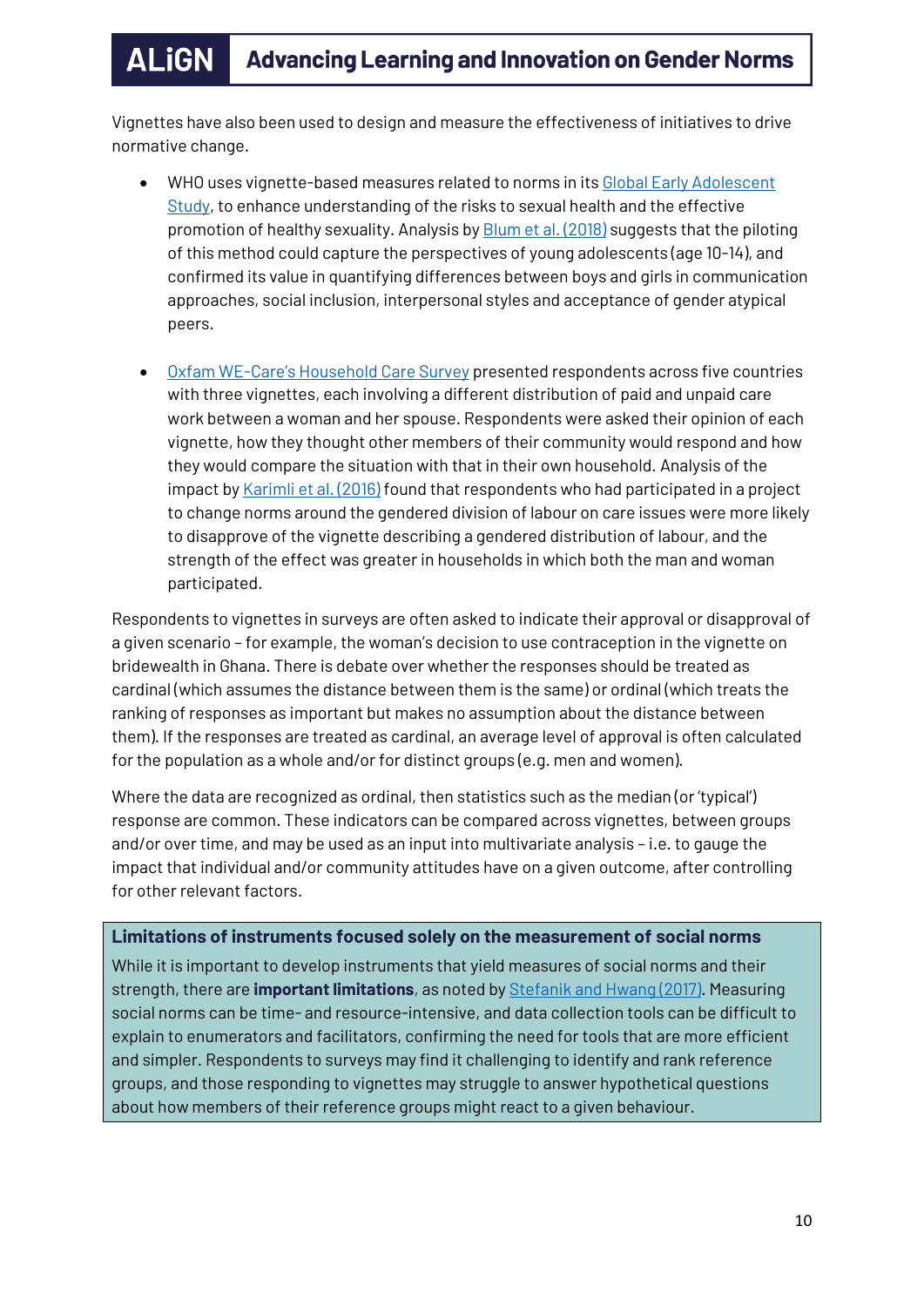Vignettes have also been used to design and measure the effectiveness of initiatives to drive normative change.

- WHO uses vignette-based measures related to norms in its Global Early Adolescent Study, to enhance understanding of the risks to sexual health and the effective promotion of healthy sexuality. Analysis by Blum et al. (2018) suggests that the piloting of this method could capture the perspectives of young adolescents (age 10-14), and confirmed its value in quantifying differences between boys and girls in communication approaches, social inclusion, interpersonal styles and acceptance of gender atypical peers.

- Oxfam WE-Care's Household Care Survey presented respondents across five countries with three vignettes, each involving a different distribution of paid and unpaid care work between a woman and her spouse. Respondents were asked their opinion of each vignette, how they thought other members of their community would respond and how they would compare the situation with that in their own household. Analysis of the impact by Karimli et al. (2016) found that respondents who had participated in a project to change norms around the gendered division of labour on care issues were more likely to disapprove of the vignette describing a gendered distribution of labour, and the strength of the effect was greater in households in which both the man and woman participated.

Respondents to vignettes in surveys are often asked to indicate their approval or disapproval of a given scenario – for example, the woman's decision to use contraception in the vignette on bridewealth in Ghana. There is debate over whether the responses should be treated as cardinal (which assumes the distance between them is the same) or ordinal (which treats the ranking of responses as important but makes no assumption about the distance between them). If the responses are treated as cardinal, an average level of approval is often calculated for the population as a whole and/or for distinct groups (e.g. men and women).

Where the data are recognized as ordinal, then statistics such as the median (or 'typical') response are common. These indicators can be compared across vignettes, between groups and/or over time, and may be used as an input into multivariate analysis – i.e. to gauge the impact that individual and/or community attitudes have on a given outcome, after controlling for other relevant factors.

**Limitations of instruments focused solely on the measurement of social norms**

While it is important to develop instruments that yield measures of social norms and their strength, there are **important limitations**, as noted by Stefanik and Hwang (2017). Measuring social norms can be time- and resource-intensive, and data collection tools can be difficult to explain to enumerators and facilitators, confirming the need for tools that are more efficient and simpler. Respondents to surveys may find it challenging to identify and rank reference groups, and those responding to vignettes may struggle to answer hypothetical questions about how members of their reference groups might react to a given behaviour.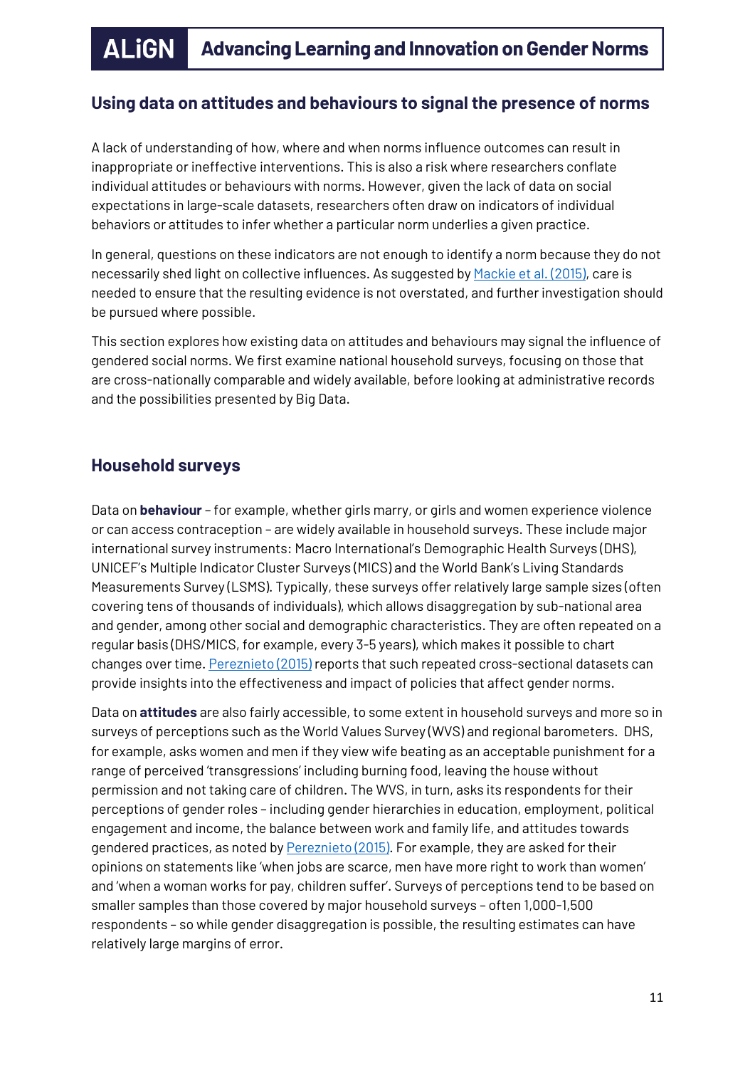## Using data on attitudes and behaviours to signal the presence of norms

A lack of understanding of how, where and when norms influence outcomes can result in inappropriate or ineffective interventions. This is also a risk where researchers conflate individual attitudes or behaviours with norms. However, given the lack of data on social expectations in large-scale datasets, researchers often draw on indicators of individual behaviors or attitudes to infer whether a particular norm underlies a given practice.

In general, questions on these indicators are not enough to identify a norm because they do not necessarily shed light on collective influences. As suggested by Mackie et al. (2015), care is needed to ensure that the resulting evidence is not overstated, and further investigation should be pursued where possible.

This section explores how existing data on attitudes and behaviours may signal the influence of gendered social norms. We first examine national household surveys, focusing on those that are cross-nationally comparable and widely available, before looking at administrative records and the possibilities presented by Big Data.

### Household surveys

Data on **behaviour** – for example, whether girls marry, or girls and women experience violence or can access contraception – are widely available in household surveys. These include major international survey instruments: Macro International's Demographic Health Surveys (DHS), UNICEF's Multiple Indicator Cluster Surveys (MICS) and the World Bank's Living Standards Measurements Survey (LSMS). Typically, these surveys offer relatively large sample sizes (often covering tens of thousands of individuals), which allows disaggregation by sub-national area and gender, among other social and demographic characteristics. They are often repeated on a regular basis (DHS/MICS, for example, every 3-5 years), which makes it possible to chart changes over time. Pereznieto (2015) reports that such repeated cross-sectional datasets can provide insights into the effectiveness and impact of policies that affect gender norms.

Data on **attitudes** are also fairly accessible, to some extent in household surveys and more so in surveys of perceptions such as the World Values Survey (WVS) and regional barometers. DHS, for example, asks women and men if they view wife beating as an acceptable punishment for a range of perceived 'transgressions' including burning food, leaving the house without permission and not taking care of children. The WVS, in turn, asks its respondents for their perceptions of gender roles – including gender hierarchies in education, employment, political engagement and income, the balance between work and family life, and attitudes towards gendered practices, as noted by Pereznieto (2015). For example, they are asked for their opinions on statements like 'when jobs are scarce, men have more right to work than women' and 'when a woman works for pay, children suffer'. Surveys of perceptions tend to be based on smaller samples than those covered by major household surveys – often 1,000-1,500 respondents – so while gender disaggregation is possible, the resulting estimates can have relatively large margins of error.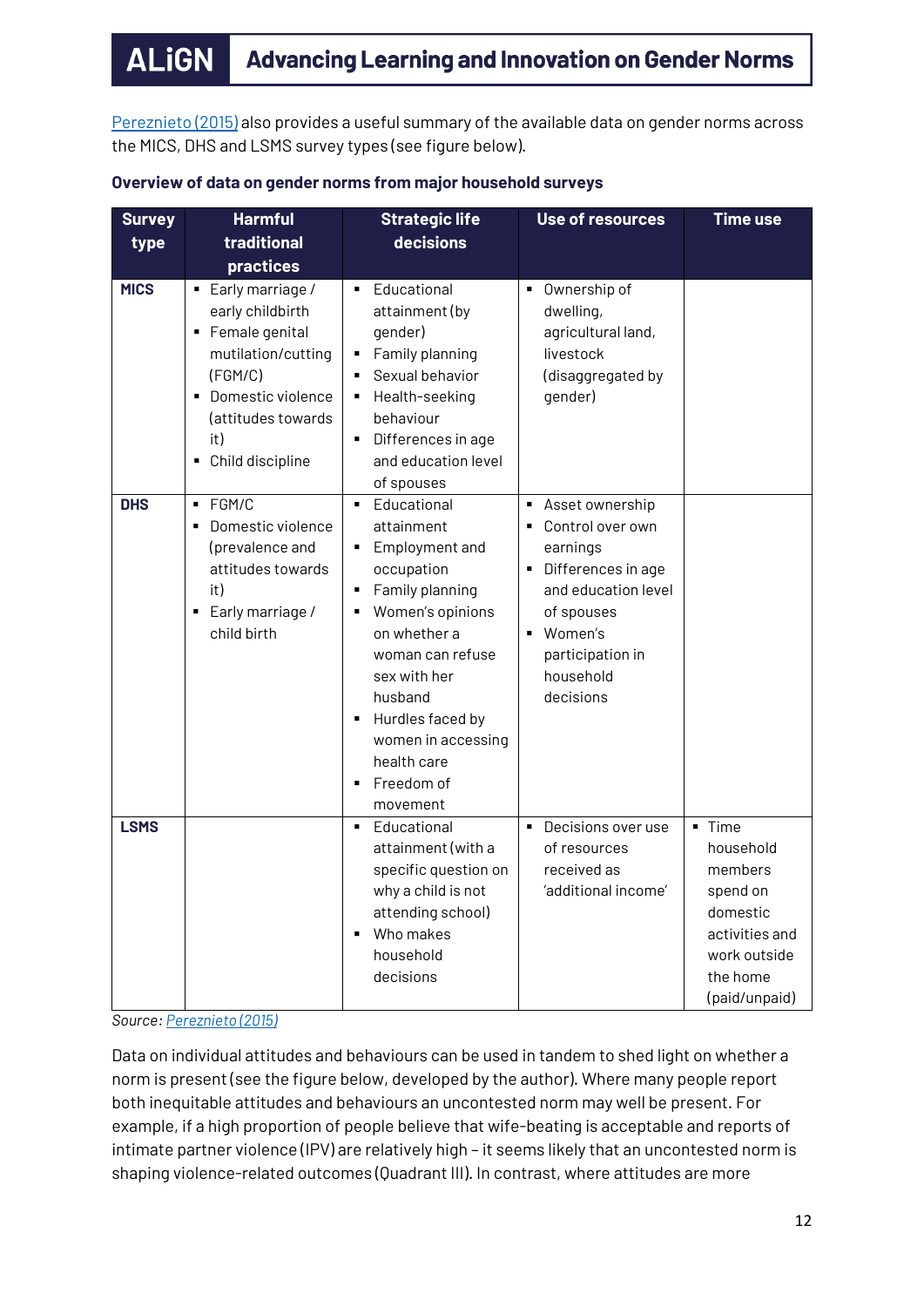Pereznieto (2015) also provides a useful summary of the available data on gender norms across the MICS, DHS and LSMS survey types (see figure below).

**Overview of data on gender norms from major household surveys**

| Survey type | Harmful traditional practices | Strategic life decisions | Use of resources | Time use |
|---|---|---|---|---|
| **MICS** | ▪ Early marriage / early childbirth<br>▪ Female genital mutilation/cutting (FGM/C)<br>▪ Domestic violence (attitudes towards it)<br>▪ Child discipline | ▪ Educational attainment (by gender)<br>▪ Family planning<br>▪ Sexual behavior<br>▪ Health-seeking behaviour<br>▪ Differences in age and education level of spouses | ▪ Ownership of dwelling, agricultural land, livestock (disaggregated by gender) | |
| **DHS** | ▪ FGM/C<br>▪ Domestic violence (prevalence and attitudes towards it)<br>▪ Early marriage / child birth | ▪ Educational attainment<br>▪ Employment and occupation<br>▪ Family planning<br>▪ Women's opinions on whether a woman can refuse sex with her husband<br>▪ Hurdles faced by women in accessing health care<br>▪ Freedom of movement | ▪ Asset ownership<br>▪ Control over own earnings<br>▪ Differences in age and education level of spouses<br>▪ Women's participation in household decisions | |
| **LSMS** | | ▪ Educational attainment (with a specific question on why a child is not attending school)<br>▪ Who makes household decisions | ▪ Decisions over use of resources received as 'additional income' | ▪ Time household members spend on domestic activities and work outside the home (paid/unpaid) |

*Source:* Pereznieto (2015)

Data on individual attitudes and behaviours can be used in tandem to shed light on whether a norm is present (see the figure below, developed by the author). Where many people report both inequitable attitudes and behaviours an uncontested norm may well be present. For example, if a high proportion of people believe that wife-beating is acceptable and reports of intimate partner violence (IPV) are relatively high – it seems likely that an uncontested norm is shaping violence-related outcomes (Quadrant III). In contrast, where attitudes are more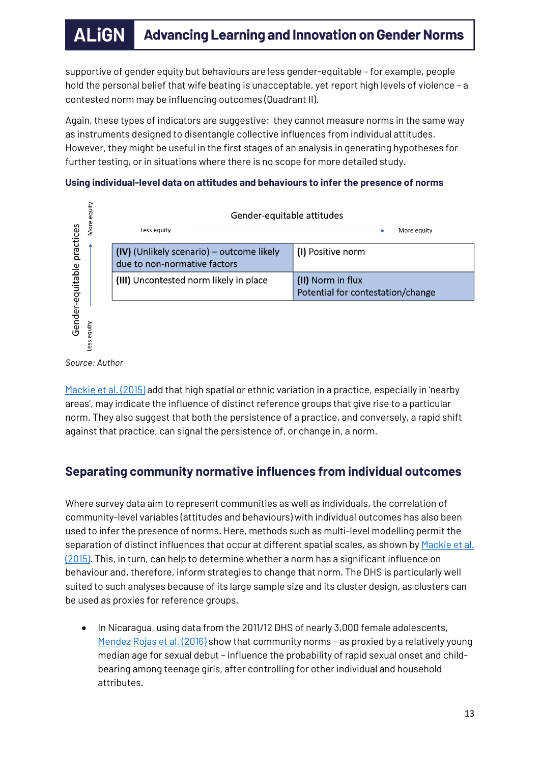supportive of gender equity but behaviours are less gender-equitable – for example, people hold the personal belief that wife beating is unacceptable, yet report high levels of violence – a contested norm may be influencing outcomes (Quadrant II).

Again, these types of indicators are suggestive: they cannot measure norms in the same way as instruments designed to disentangle collective influences from individual attitudes. However, they might be useful in the first stages of an analysis in generating hypotheses for further testing, or in situations where there is no scope for more detailed study.

**Using individual-level data on attitudes and behaviours to infer the presence of norms**

| Gender-equitable practices ↓ / Gender-equitable attitudes → | Less equity | More equity |
| --- | --- | --- |
| More equity | **(IV)** (Unlikely scenario) – outcome likely due to non-normative factors | **(I)** Positive norm |
| Less equity | **(III)** Uncontested norm likely in place | **(II)** Norm in flux Potential for contestation/change |

*Source: Author*

Mackie et al. (2015) add that high spatial or ethnic variation in a practice, especially in 'nearby areas', may indicate the influence of distinct reference groups that give rise to a particular norm. They also suggest that both the persistence of a practice, and conversely, a rapid shift against that practice, can signal the persistence of, or change in, a norm.

## Separating community normative influences from individual outcomes

Where survey data aim to represent communities as well as individuals, the correlation of community-level variables (attitudes and behaviours) with individual outcomes has also been used to infer the presence of norms. Here, methods such as multi-level modelling permit the separation of distinct influences that occur at different spatial scales, as shown by Mackie et al. (2015). This, in turn, can help to determine whether a norm has a significant influence on behaviour and, therefore, inform strategies to change that norm. The DHS is particularly well suited to such analyses because of its large sample size and its cluster design, as clusters can be used as proxies for reference groups.

- In Nicaragua, using data from the 2011/12 DHS of nearly 3,000 female adolescents, Mendez Rojas et al. (2016) show that community norms – as proxied by a relatively young median age for sexual debut – influence the probability of rapid sexual onset and child-bearing among teenage girls, after controlling for other individual and household attributes.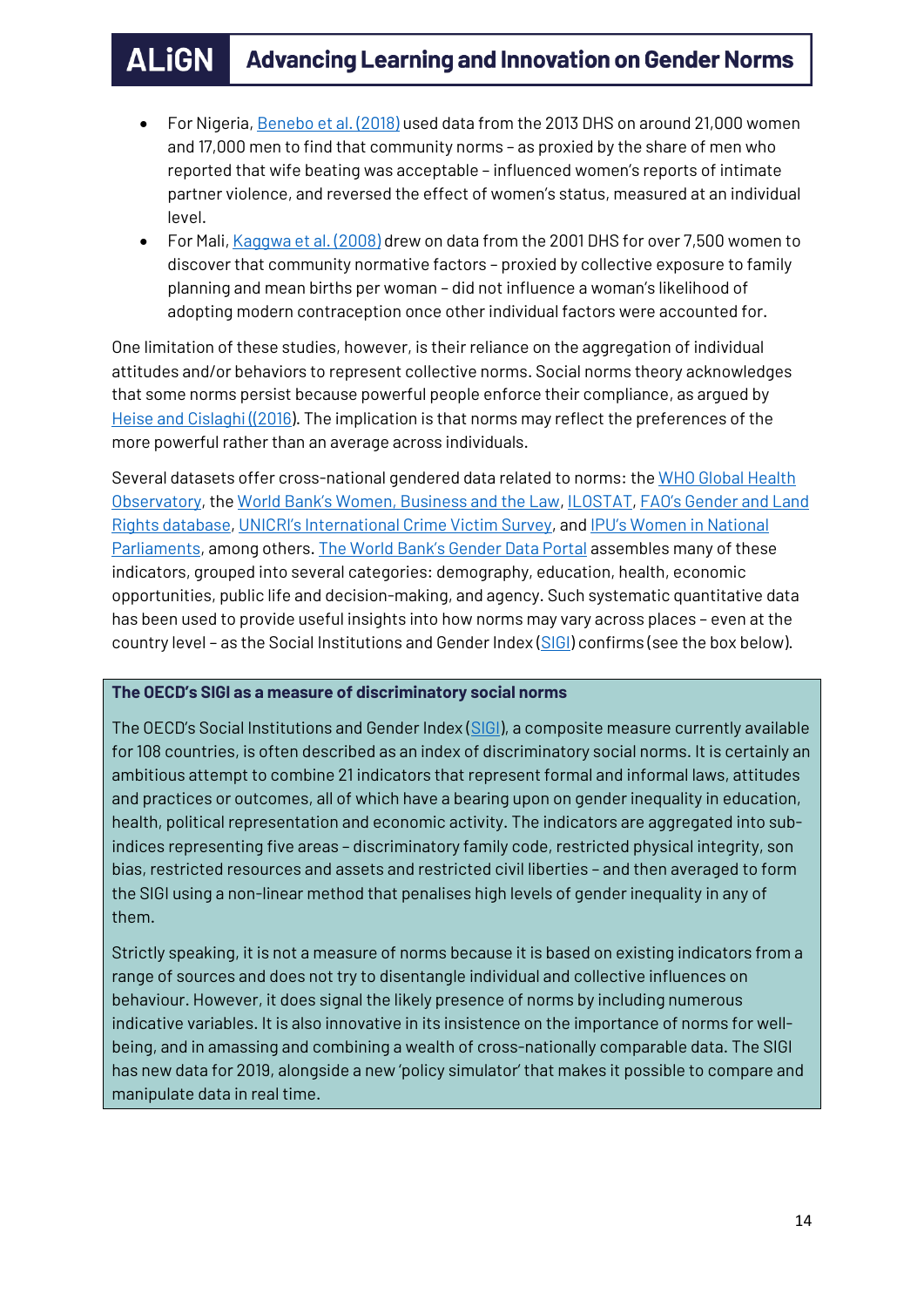- For Nigeria, Benebo et al. (2018) used data from the 2013 DHS on around 21,000 women and 17,000 men to find that community norms – as proxied by the share of men who reported that wife beating was acceptable – influenced women's reports of intimate partner violence, and reversed the effect of women's status, measured at an individual level.
- For Mali, Kaggwa et al. (2008) drew on data from the 2001 DHS for over 7,500 women to discover that community normative factors – proxied by collective exposure to family planning and mean births per woman – did not influence a woman's likelihood of adopting modern contraception once other individual factors were accounted for.

One limitation of these studies, however, is their reliance on the aggregation of individual attitudes and/or behaviors to represent collective norms. Social norms theory acknowledges that some norms persist because powerful people enforce their compliance, as argued by Heise and Cislaghi ((2016). The implication is that norms may reflect the preferences of the more powerful rather than an average across individuals.

Several datasets offer cross-national gendered data related to norms: the WHO Global Health Observatory, the World Bank's Women, Business and the Law, ILOSTAT, FAO's Gender and Land Rights database, UNICRI's International Crime Victim Survey, and IPU's Women in National Parliaments, among others. The World Bank's Gender Data Portal assembles many of these indicators, grouped into several categories: demography, education, health, economic opportunities, public life and decision-making, and agency. Such systematic quantitative data has been used to provide useful insights into how norms may vary across places – even at the country level – as the Social Institutions and Gender Index (SIGI) confirms (see the box below).

**The OECD's SIGI as a measure of discriminatory social norms**

The OECD's Social Institutions and Gender Index (SIGI), a composite measure currently available for 108 countries, is often described as an index of discriminatory social norms. It is certainly an ambitious attempt to combine 21 indicators that represent formal and informal laws, attitudes and practices or outcomes, all of which have a bearing upon on gender inequality in education, health, political representation and economic activity. The indicators are aggregated into sub-indices representing five areas – discriminatory family code, restricted physical integrity, son bias, restricted resources and assets and restricted civil liberties – and then averaged to form the SIGI using a non-linear method that penalises high levels of gender inequality in any of them.

Strictly speaking, it is not a measure of norms because it is based on existing indicators from a range of sources and does not try to disentangle individual and collective influences on behaviour. However, it does signal the likely presence of norms by including numerous indicative variables. It is also innovative in its insistence on the importance of norms for well-being, and in amassing and combining a wealth of cross-nationally comparable data. The SIGI has new data for 2019, alongside a new 'policy simulator' that makes it possible to compare and manipulate data in real time.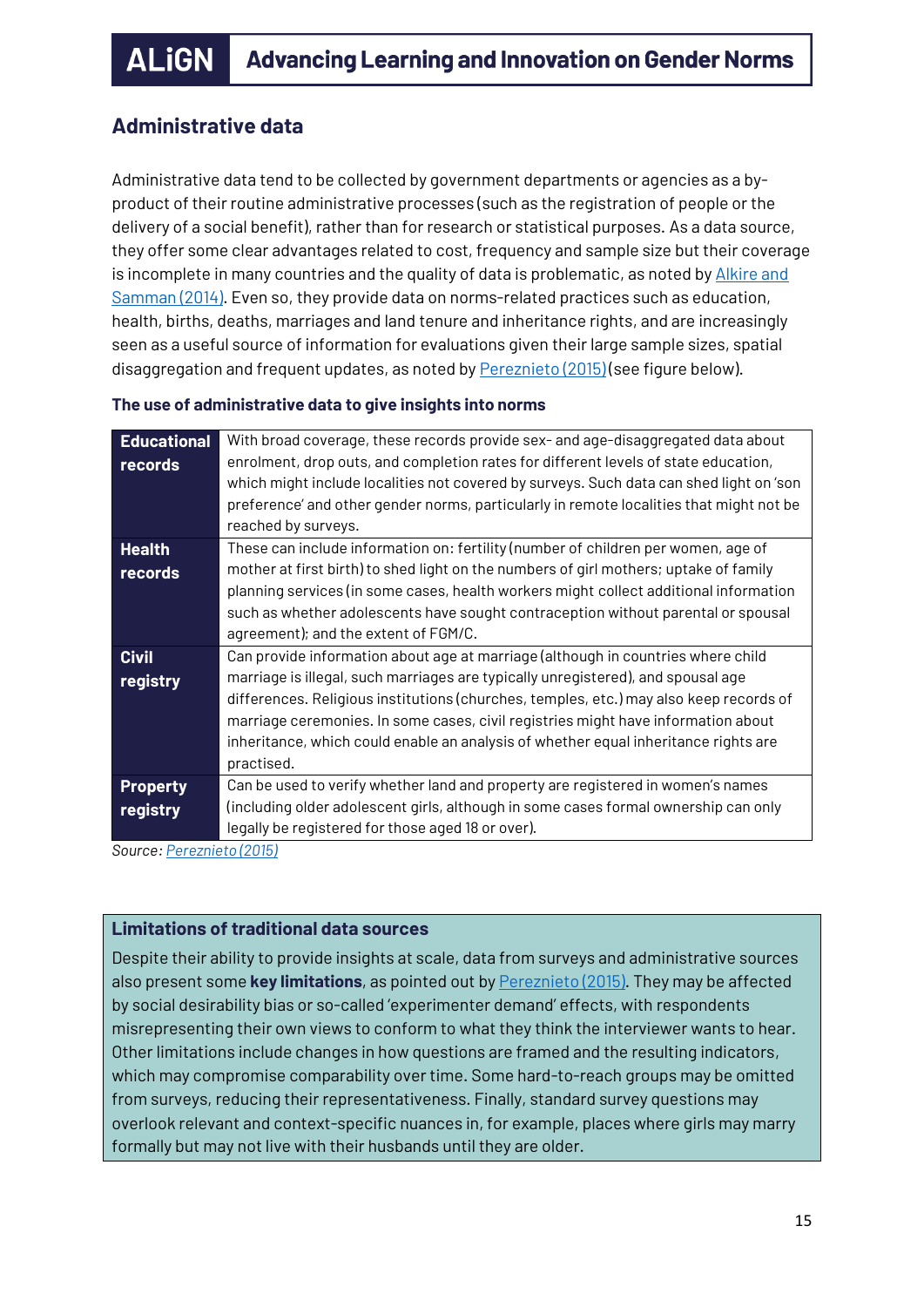## Administrative data

Administrative data tend to be collected by government departments or agencies as a by-product of their routine administrative processes (such as the registration of people or the delivery of a social benefit), rather than for research or statistical purposes. As a data source, they offer some clear advantages related to cost, frequency and sample size but their coverage is incomplete in many countries and the quality of data is problematic, as noted by Alkire and Samman (2014). Even so, they provide data on norms-related practices such as education, health, births, deaths, marriages and land tenure and inheritance rights, and are increasingly seen as a useful source of information for evaluations given their large sample sizes, spatial disaggregation and frequent updates, as noted by Pereznieto (2015) (see figure below).

**The use of administrative data to give insights into norms**

| | |
|---|---|
| **Educational records** | With broad coverage, these records provide sex- and age-disaggregated data about enrolment, drop outs, and completion rates for different levels of state education, which might include localities not covered by surveys. Such data can shed light on 'son preference' and other gender norms, particularly in remote localities that might not be reached by surveys. |
| **Health records** | These can include information on: fertility (number of children per women, age of mother at first birth) to shed light on the numbers of girl mothers; uptake of family planning services (in some cases, health workers might collect additional information such as whether adolescents have sought contraception without parental or spousal agreement); and the extent of FGM/C. |
| **Civil registry** | Can provide information about age at marriage (although in countries where child marriage is illegal, such marriages are typically unregistered), and spousal age differences. Religious institutions (churches, temples, etc.) may also keep records of marriage ceremonies. In some cases, civil registries might have information about inheritance, which could enable an analysis of whether equal inheritance rights are practised. |
| **Property registry** | Can be used to verify whether land and property are registered in women's names (including older adolescent girls, although in some cases formal ownership can only legally be registered for those aged 18 or over). |

*Source: Pereznieto (2015)*

### Limitations of traditional data sources

Despite their ability to provide insights at scale, data from surveys and administrative sources also present some **key limitations**, as pointed out by Pereznieto (2015). They may be affected by social desirability bias or so-called 'experimenter demand' effects, with respondents misrepresenting their own views to conform to what they think the interviewer wants to hear. Other limitations include changes in how questions are framed and the resulting indicators, which may compromise comparability over time. Some hard-to-reach groups may be omitted from surveys, reducing their representativeness. Finally, standard survey questions may overlook relevant and context-specific nuances in, for example, places where girls may marry formally but may not live with their husbands until they are older.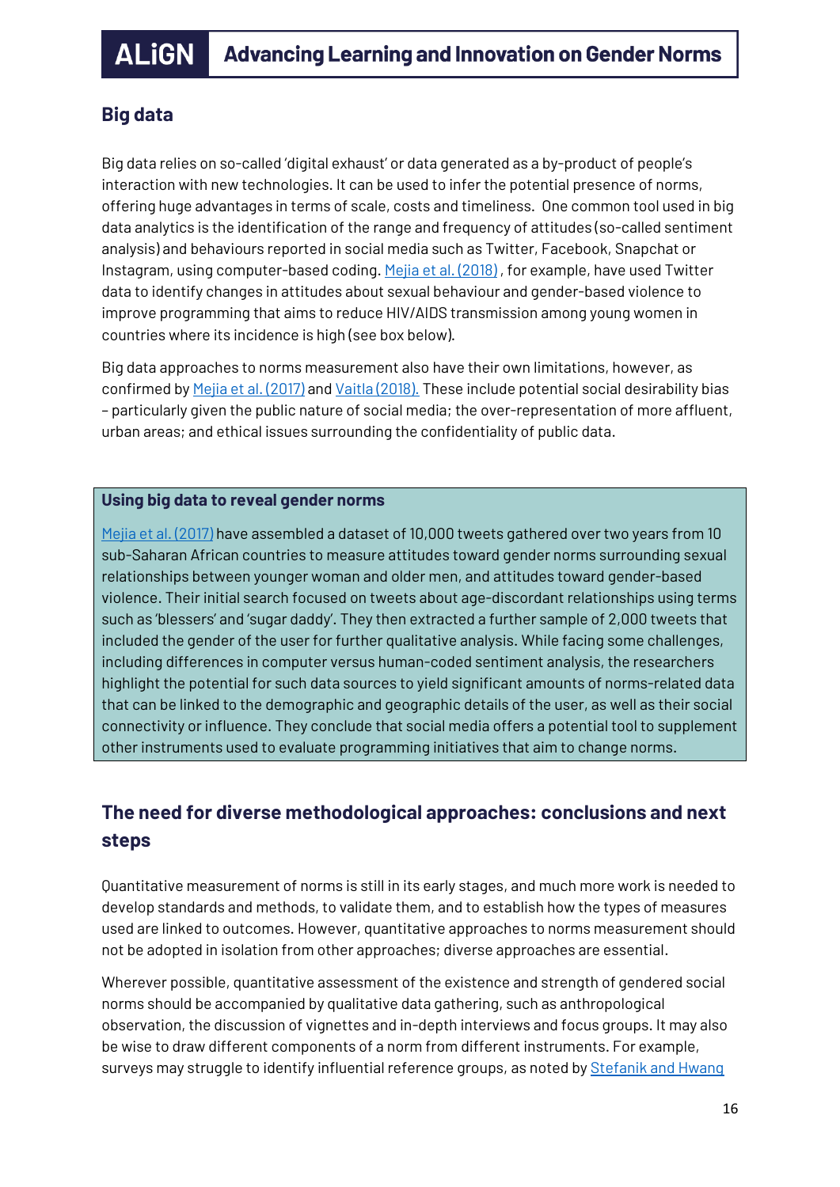## Big data

Big data relies on so-called 'digital exhaust' or data generated as a by-product of people's interaction with new technologies. It can be used to infer the potential presence of norms, offering huge advantages in terms of scale, costs and timeliness. One common tool used in big data analytics is the identification of the range and frequency of attitudes (so-called sentiment analysis) and behaviours reported in social media such as Twitter, Facebook, Snapchat or Instagram, using computer-based coding. Mejia et al. (2018) , for example, have used Twitter data to identify changes in attitudes about sexual behaviour and gender-based violence to improve programming that aims to reduce HIV/AIDS transmission among young women in countries where its incidence is high (see box below).

Big data approaches to norms measurement also have their own limitations, however, as confirmed by Mejia et al. (2017) and Vaitla (2018). These include potential social desirability bias – particularly given the public nature of social media; the over-representation of more affluent, urban areas; and ethical issues surrounding the confidentiality of public data.

**Using big data to reveal gender norms**

Mejia et al. (2017) have assembled a dataset of 10,000 tweets gathered over two years from 10 sub-Saharan African countries to measure attitudes toward gender norms surrounding sexual relationships between younger woman and older men, and attitudes toward gender-based violence. Their initial search focused on tweets about age-discordant relationships using terms such as 'blessers' and 'sugar daddy'. They then extracted a further sample of 2,000 tweets that included the gender of the user for further qualitative analysis. While facing some challenges, including differences in computer versus human-coded sentiment analysis, the researchers highlight the potential for such data sources to yield significant amounts of norms-related data that can be linked to the demographic and geographic details of the user, as well as their social connectivity or influence. They conclude that social media offers a potential tool to supplement other instruments used to evaluate programming initiatives that aim to change norms.

## The need for diverse methodological approaches: conclusions and next steps

Quantitative measurement of norms is still in its early stages, and much more work is needed to develop standards and methods, to validate them, and to establish how the types of measures used are linked to outcomes. However, quantitative approaches to norms measurement should not be adopted in isolation from other approaches; diverse approaches are essential.

Wherever possible, quantitative assessment of the existence and strength of gendered social norms should be accompanied by qualitative data gathering, such as anthropological observation, the discussion of vignettes and in-depth interviews and focus groups. It may also be wise to draw different components of a norm from different instruments. For example, surveys may struggle to identify influential reference groups, as noted by Stefanik and Hwang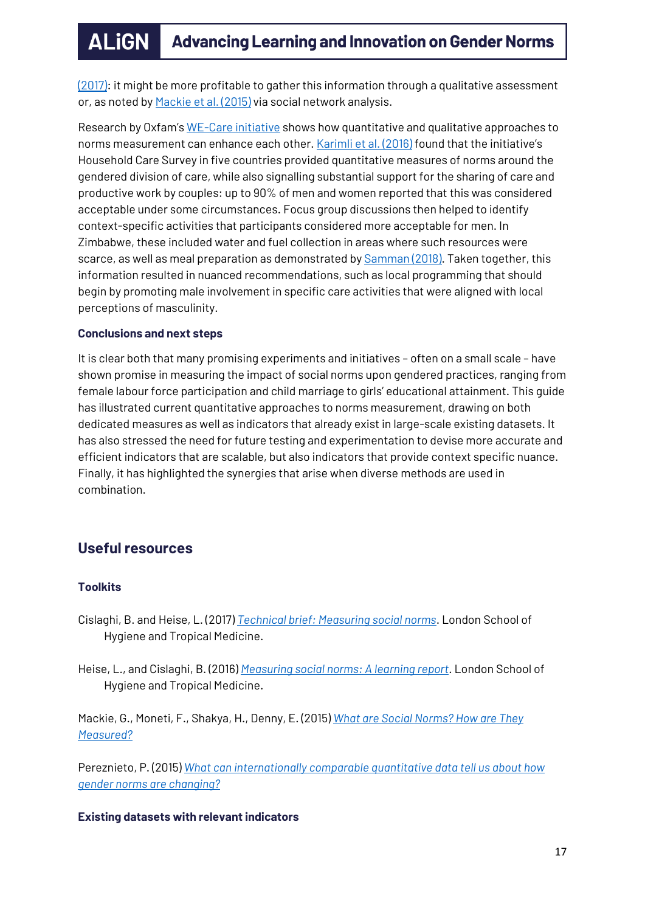(2017): it might be more profitable to gather this information through a qualitative assessment or, as noted by Mackie et al. (2015) via social network analysis.

Research by Oxfam's WE-Care initiative shows how quantitative and qualitative approaches to norms measurement can enhance each other. Karimli et al. (2016) found that the initiative's Household Care Survey in five countries provided quantitative measures of norms around the gendered division of care, while also signalling substantial support for the sharing of care and productive work by couples: up to 90% of men and women reported that this was considered acceptable under some circumstances. Focus group discussions then helped to identify context-specific activities that participants considered more acceptable for men. In Zimbabwe, these included water and fuel collection in areas where such resources were scarce, as well as meal preparation as demonstrated by Samman (2018). Taken together, this information resulted in nuanced recommendations, such as local programming that should begin by promoting male involvement in specific care activities that were aligned with local perceptions of masculinity.

**Conclusions and next steps**

It is clear both that many promising experiments and initiatives – often on a small scale – have shown promise in measuring the impact of social norms upon gendered practices, ranging from female labour force participation and child marriage to girls' educational attainment. This guide has illustrated current quantitative approaches to norms measurement, drawing on both dedicated measures as well as indicators that already exist in large-scale existing datasets. It has also stressed the need for future testing and experimentation to devise more accurate and efficient indicators that are scalable, but also indicators that provide context specific nuance. Finally, it has highlighted the synergies that arise when diverse methods are used in combination.

## Useful resources

### Toolkits

Cislaghi, B. and Heise, L. (2017) *Technical brief: Measuring social norms*. London School of Hygiene and Tropical Medicine.

Heise, L., and Cislaghi, B. (2016) *Measuring social norms: A learning report*. London School of Hygiene and Tropical Medicine.

Mackie, G., Moneti, F., Shakya, H., Denny, E. (2015) *What are Social Norms? How are They Measured?*

Pereznieto, P. (2015) *What can internationally comparable quantitative data tell us about how gender norms are changing?*

### Existing datasets with relevant indicators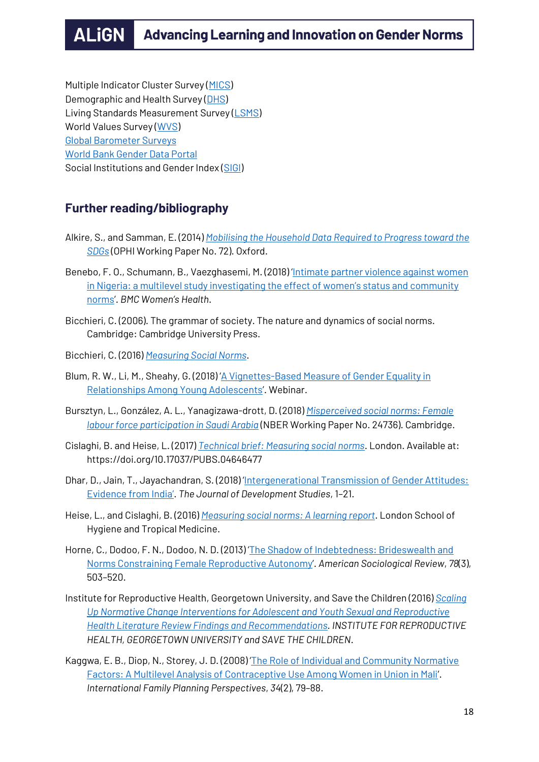Multiple Indicator Cluster Survey (MICS)
Demographic and Health Survey (DHS)
Living Standards Measurement Survey (LSMS)
World Values Survey (WVS)
Global Barometer Surveys
World Bank Gender Data Portal
Social Institutions and Gender Index (SIGI)

## Further reading/bibliography

Alkire, S., and Samman, E. (2014) *Mobilising the Household Data Required to Progress toward the SDGs* (OPHI Working Paper No. 72). Oxford.

Benebo, F. O., Schumann, B., Vaezghasemi, M. (2018) 'Intimate partner violence against women in Nigeria: a multilevel study investigating the effect of women's status and community norms'. *BMC Women's Health*.

Bicchieri, C. (2006). The grammar of society. The nature and dynamics of social norms. Cambridge: Cambridge University Press.

Bicchieri, C. (2016) *Measuring Social Norms*.

Blum, R. W., Li, M., Sheahy, G. (2018) 'A Vignettes-Based Measure of Gender Equality in Relationships Among Young Adolescents'. Webinar.

Bursztyn, L., González, A. L., Yanagizawa-drott, D. (2018) *Misperceived social norms: Female labour force participation in Saudi Arabia* (NBER Working Paper No. 24736). Cambridge.

Cislaghi, B. and Heise, L. (2017) *Technical brief: Measuring social norms*. London. Available at: https://doi.org/10.17037/PUBS.04646477

Dhar, D., Jain, T., Jayachandran, S. (2018) 'Intergenerational Transmission of Gender Attitudes: Evidence from India'. *The Journal of Development Studies*, 1–21.

Heise, L., and Cislaghi, B. (2016) *Measuring social norms: A learning report*. London School of Hygiene and Tropical Medicine.

Horne, C., Dodoo, F. N., Dodoo, N. D. (2013) 'The Shadow of Indebtedness: Brideswealth and Norms Constraining Female Reproductive Autonomy'. *American Sociological Review*, *78*(3), 503–520.

Institute for Reproductive Health, Georgetown University, and Save the Children (2016) *Scaling Up Normative Change Interventions for Adolescent and Youth Sexual and Reproductive Health Literature Review Findings and Recommendations. INSTITUTE FOR REPRODUCTIVE HEALTH, GEORGETOWN UNIVERSITY and SAVE THE CHILDREN*.

Kaggwa, E. B., Diop, N., Storey, J. D. (2008) 'The Role of Individual and Community Normative Factors: A Multilevel Analysis of Contraceptive Use Among Women in Union in Mali'. *International Family Planning Perspectives*, *34*(2), 79–88.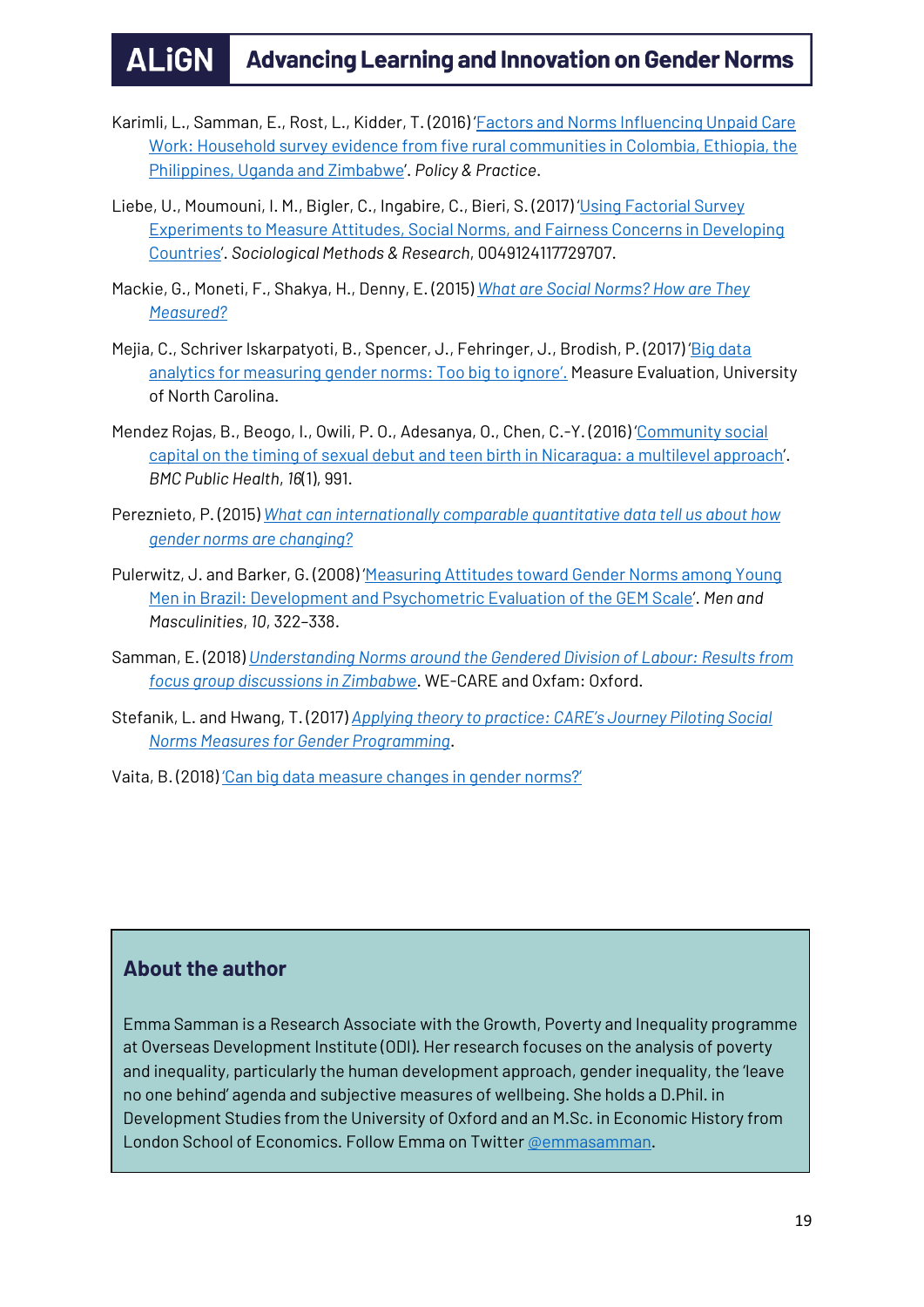Karimli, L., Samman, E., Rost, L., Kidder, T. (2016) 'Factors and Norms Influencing Unpaid Care Work: Household survey evidence from five rural communities in Colombia, Ethiopia, the Philippines, Uganda and Zimbabwe'. *Policy & Practice*.

Liebe, U., Moumouni, I. M., Bigler, C., Ingabire, C., Bieri, S. (2017) 'Using Factorial Survey Experiments to Measure Attitudes, Social Norms, and Fairness Concerns in Developing Countries'. *Sociological Methods & Research*, 0049124117729707.

Mackie, G., Moneti, F., Shakya, H., Denny, E. (2015) *What are Social Norms? How are They Measured?*

Mejia, C., Schriver Iskarpatyoti, B., Spencer, J., Fehringer, J., Brodish, P. (2017) 'Big data analytics for measuring gender norms: Too big to ignore'. Measure Evaluation, University of North Carolina.

Mendez Rojas, B., Beogo, I., Owili, P. O., Adesanya, O., Chen, C.-Y. (2016) 'Community social capital on the timing of sexual debut and teen birth in Nicaragua: a multilevel approach'. *BMC Public Health*, *16*(1), 991.

Pereznieto, P. (2015) *What can internationally comparable quantitative data tell us about how gender norms are changing?*

Pulerwitz, J. and Barker, G. (2008) 'Measuring Attitudes toward Gender Norms among Young Men in Brazil: Development and Psychometric Evaluation of the GEM Scale'. *Men and Masculinities*, *10*, 322–338.

Samman, E. (2018) *Understanding Norms around the Gendered Division of Labour: Results from focus group discussions in Zimbabwe*. WE-CARE and Oxfam: Oxford.

Stefanik, L. and Hwang, T. (2017) *Applying theory to practice: CARE's Journey Piloting Social Norms Measures for Gender Programming*.

Vaita, B. (2018) 'Can big data measure changes in gender norms?'

## About the author

Emma Samman is a Research Associate with the Growth, Poverty and Inequality programme at Overseas Development Institute (ODI). Her research focuses on the analysis of poverty and inequality, particularly the human development approach, gender inequality, the 'leave no one behind' agenda and subjective measures of wellbeing. She holds a D.Phil. in Development Studies from the University of Oxford and an M.Sc. in Economic History from London School of Economics. Follow Emma on Twitter @emmasamman.